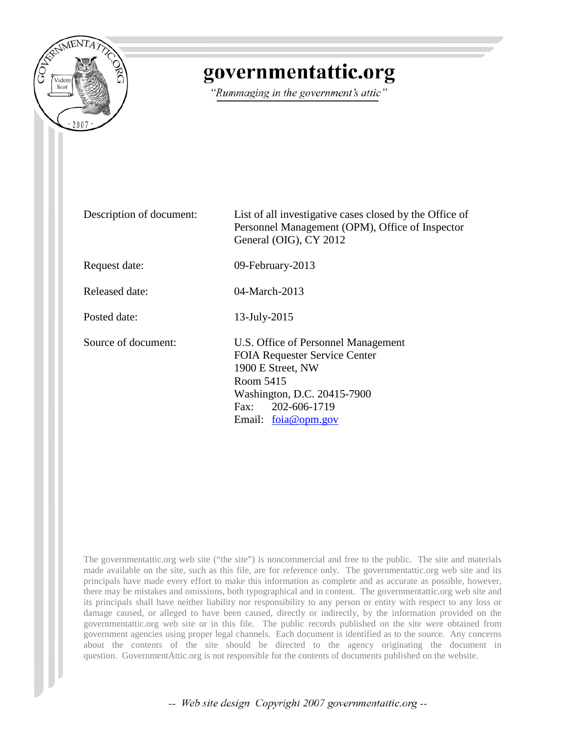# governmentattic.org

*"Rummaging in the government's attic"*

| | |
|---|---|
| Description of document: | List of all investigative cases closed by the Office of Personnel Management (OPM), Office of Inspector General (OIG), CY 2012 |
| Request date: | 09-February-2013 |
| Released date: | 04-March-2013 |
| Posted date: | 13-July-2015 |
| Source of document: | U.S. Office of Personnel Management<br>FOIA Requester Service Center<br>1900 E Street, NW<br>Room 5415<br>Washington, D.C. 20415-7900<br>Fax: 202-606-1719<br>Email: foia@opm.gov |

The governmentattic.org web site ("the site") is noncommercial and free to the public. The site and materials made available on the site, such as this file, are for reference only. The governmentattic.org web site and its principals have made every effort to make this information as complete and as accurate as possible, however, there may be mistakes and omissions, both typographical and in content. The governmentattic.org web site and its principals shall have neither liability nor responsibility to any person or entity with respect to any loss or damage caused, or alleged to have been caused, directly or indirectly, by the information provided on the governmentattic.org web site or in this file. The public records published on the site were obtained from government agencies using proper legal channels. Each document is identified as to the source. Any concerns about the contents of the site should be directed to the agency originating the document in question. GovernmentAttic.org is not responsible for the contents of documents published on the website.

*-- Web site design Copyright 2007 governmentattic.org --*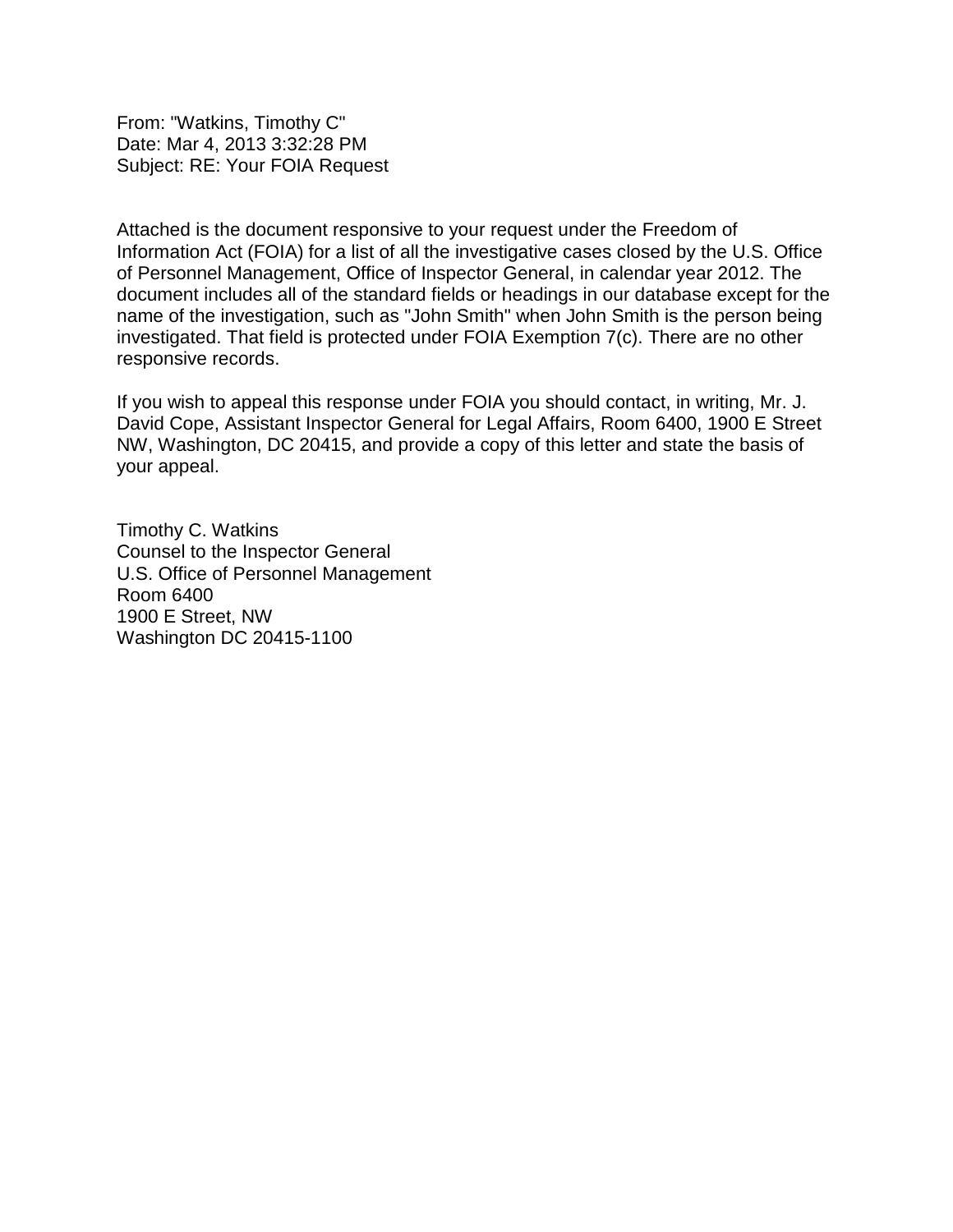From: "Watkins, Timothy C"
Date: Mar 4, 2013 3:32:28 PM
Subject: RE: Your FOIA Request

Attached is the document responsive to your request under the Freedom of Information Act (FOIA) for a list of all the investigative cases closed by the U.S. Office of Personnel Management, Office of Inspector General, in calendar year 2012. The document includes all of the standard fields or headings in our database except for the name of the investigation, such as "John Smith" when John Smith is the person being investigated. That field is protected under FOIA Exemption 7(c). There are no other responsive records.

If you wish to appeal this response under FOIA you should contact, in writing, Mr. J. David Cope, Assistant Inspector General for Legal Affairs, Room 6400, 1900 E Street NW, Washington, DC 20415, and provide a copy of this letter and state the basis of your appeal.

Timothy C. Watkins
Counsel to the Inspector General
U.S. Office of Personnel Management
Room 6400
1900 E Street, NW
Washington DC 20415-1100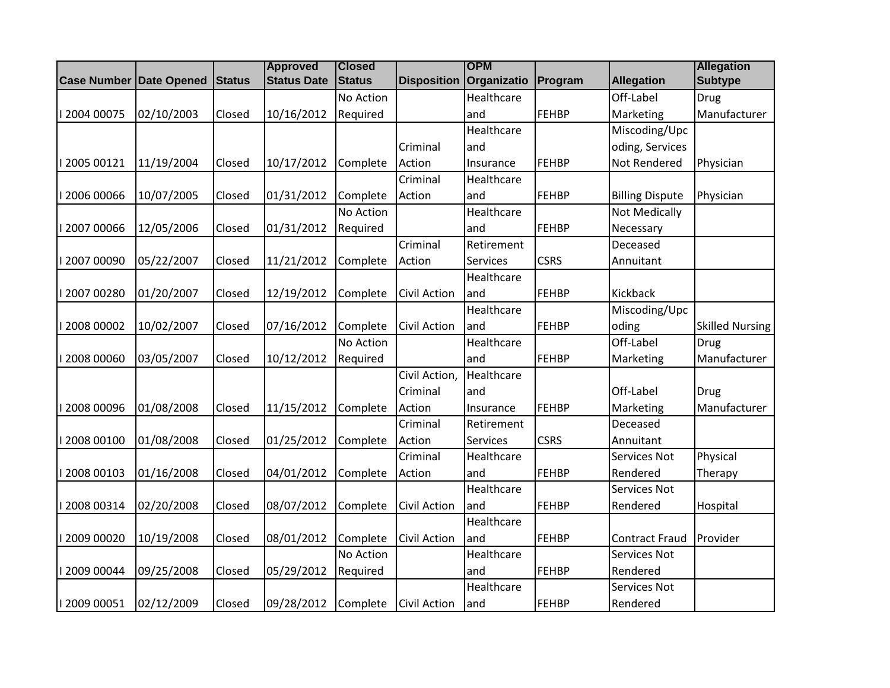| Case Number | Date Opened | Status | Approved Status Date | Closed Status | Disposition | OPM Organizatio | Program | Allegation | Allegation Subtype |
|---|---|---|---|---|---|---|---|---|---|
| I 2004 00075 | 02/10/2003 | Closed | 10/16/2012 | No Action Required | | Healthcare and | FEHBP | Off-Label Marketing | Drug Manufacturer |
| I 2005 00121 | 11/19/2004 | Closed | 10/17/2012 | Complete | Criminal Action | Healthcare and Insurance | FEHBP | Miscoding/Upcoding, Services Not Rendered | Physician |
| I 2006 00066 | 10/07/2005 | Closed | 01/31/2012 | Complete | Criminal Action | Healthcare and | FEHBP | Billing Dispute | Physician |
| I 2007 00066 | 12/05/2006 | Closed | 01/31/2012 | No Action Required | | Healthcare and | FEHBP | Not Medically Necessary | |
| I 2007 00090 | 05/22/2007 | Closed | 11/21/2012 | Complete | Criminal Action | Retirement Services | CSRS | Deceased Annuitant | |
| I 2007 00280 | 01/20/2007 | Closed | 12/19/2012 | Complete | Civil Action | Healthcare and | FEHBP | Kickback | |
| I 2008 00002 | 10/02/2007 | Closed | 07/16/2012 | Complete | Civil Action | Healthcare and | FEHBP | Miscoding/Upcoding | Skilled Nursing |
| I 2008 00060 | 03/05/2007 | Closed | 10/12/2012 | No Action Required | | Healthcare and | FEHBP | Off-Label Marketing | Drug Manufacturer |
| I 2008 00096 | 01/08/2008 | Closed | 11/15/2012 | Complete | Civil Action, Criminal Action | Healthcare and Insurance | FEHBP | Off-Label Marketing | Drug Manufacturer |
| I 2008 00100 | 01/08/2008 | Closed | 01/25/2012 | Complete | Criminal Action | Retirement Services | CSRS | Deceased Annuitant | |
| I 2008 00103 | 01/16/2008 | Closed | 04/01/2012 | Complete | Criminal Action | Healthcare and | FEHBP | Services Not Rendered | Physical Therapy |
| I 2008 00314 | 02/20/2008 | Closed | 08/07/2012 | Complete | Civil Action | Healthcare and | FEHBP | Services Not Rendered | Hospital |
| I 2009 00020 | 10/19/2008 | Closed | 08/01/2012 | Complete | Civil Action | Healthcare and | FEHBP | Contract Fraud | Provider |
| I 2009 00044 | 09/25/2008 | Closed | 05/29/2012 | No Action Required | | Healthcare and | FEHBP | Services Not Rendered | |
| I 2009 00051 | 02/12/2009 | Closed | 09/28/2012 | Complete | Civil Action | Healthcare and | FEHBP | Services Not Rendered | |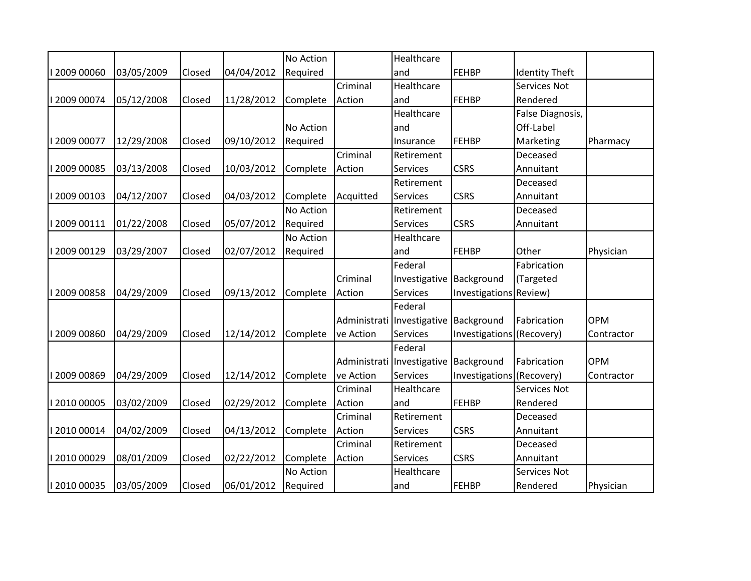| | | | | | | | | | |
|---|---|---|---|---|---|---|---|---|---|
| I 2009 00060 | 03/05/2009 | Closed | 04/04/2012 | No Action Required | | Healthcare and | FEHBP | Identity Theft | |
| I 2009 00074 | 05/12/2008 | Closed | 11/28/2012 | Complete | Criminal Action | Healthcare and | FEHBP | Services Not Rendered | |
| I 2009 00077 | 12/29/2008 | Closed | 09/10/2012 | No Action Required | | Healthcare and Insurance | FEHBP | False Diagnosis, Off-Label Marketing | Pharmacy |
| I 2009 00085 | 03/13/2008 | Closed | 10/03/2012 | Complete | Criminal Action | Retirement Services | CSRS | Deceased Annuitant | |
| I 2009 00103 | 04/12/2007 | Closed | 04/03/2012 | Complete | Acquitted | Retirement Services | CSRS | Deceased Annuitant | |
| I 2009 00111 | 01/22/2008 | Closed | 05/07/2012 | No Action Required | | Retirement Services | CSRS | Deceased Annuitant | |
| I 2009 00129 | 03/29/2007 | Closed | 02/07/2012 | No Action Required | | Healthcare and | FEHBP | Other | Physician |
| I 2009 00858 | 04/29/2009 | Closed | 09/13/2012 | Complete | Criminal Action | Federal Investigative Services | Background Investigations | Fabrication (Targeted Review) | |
| I 2009 00860 | 04/29/2009 | Closed | 12/14/2012 | Complete | Administrative Action | Federal Investigative Services | Background Investigations | Fabrication (Recovery) | OPM Contractor |
| I 2009 00869 | 04/29/2009 | Closed | 12/14/2012 | Complete | Administrative Action | Federal Investigative Services | Background Investigations | Fabrication (Recovery) | OPM Contractor |
| I 2010 00005 | 03/02/2009 | Closed | 02/29/2012 | Complete | Criminal Action | Healthcare and | FEHBP | Services Not Rendered | |
| I 2010 00014 | 04/02/2009 | Closed | 04/13/2012 | Complete | Criminal Action | Retirement Services | CSRS | Deceased Annuitant | |
| I 2010 00029 | 08/01/2009 | Closed | 02/22/2012 | Complete | Criminal Action | Retirement Services | CSRS | Deceased Annuitant | |
| I 2010 00035 | 03/05/2009 | Closed | 06/01/2012 | No Action Required | | Healthcare and | FEHBP | Services Not Rendered | Physician |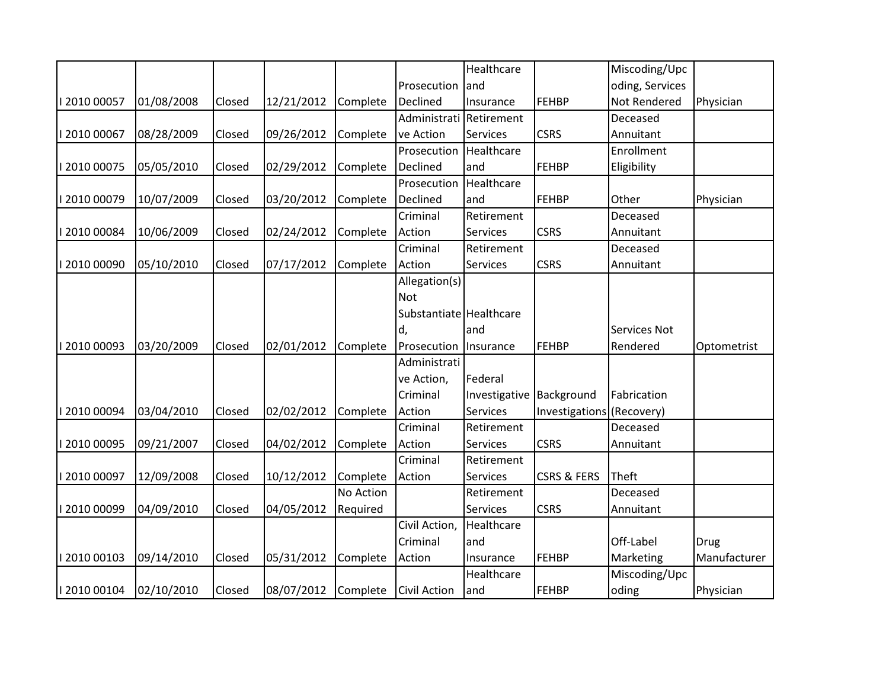| | | | | | | | | | |
|---|---|---|---|---|---|---|---|---|---|
| I 2010 00057 | 01/08/2008 | Closed | 12/21/2012 | Complete | Prosecution Declined | Healthcare and Insurance | FEHBP | Miscoding/Upcoding, Services Not Rendered | Physician |
| I 2010 00067 | 08/28/2009 | Closed | 09/26/2012 | Complete | Administrative Action | Retirement Services | CSRS | Deceased Annuitant | |
| I 2010 00075 | 05/05/2010 | Closed | 02/29/2012 | Complete | Prosecution Declined | Healthcare and | FEHBP | Enrollment Eligibility | |
| I 2010 00079 | 10/07/2009 | Closed | 03/20/2012 | Complete | Prosecution Declined | Healthcare and | FEHBP | Other | Physician |
| I 2010 00084 | 10/06/2009 | Closed | 02/24/2012 | Complete | Criminal Action | Retirement Services | CSRS | Deceased Annuitant | |
| I 2010 00090 | 05/10/2010 | Closed | 07/17/2012 | Complete | Criminal Action | Retirement Services | CSRS | Deceased Annuitant | |
| I 2010 00093 | 03/20/2009 | Closed | 02/01/2012 | Complete | Allegation(s) Not Substantiated, Prosecution | Healthcare and Insurance | FEHBP | Services Not Rendered | Optometrist |
| I 2010 00094 | 03/04/2010 | Closed | 02/02/2012 | Complete | Administrative Action, Criminal Action | Federal Investigative Services | Background Investigations | Fabrication (Recovery) | |
| I 2010 00095 | 09/21/2007 | Closed | 04/02/2012 | Complete | Criminal Action | Retirement Services | CSRS | Deceased Annuitant | |
| I 2010 00097 | 12/09/2008 | Closed | 10/12/2012 | Complete | Criminal Action | Retirement Services | CSRS & FERS | Theft | |
| I 2010 00099 | 04/09/2010 | Closed | 04/05/2012 | No Action Required | | Retirement Services | CSRS | Deceased Annuitant | |
| I 2010 00103 | 09/14/2010 | Closed | 05/31/2012 | Complete | Civil Action, Criminal Action | Healthcare and Insurance | FEHBP | Off-Label Marketing | Drug Manufacturer |
| I 2010 00104 | 02/10/2010 | Closed | 08/07/2012 | Complete | Civil Action | Healthcare and | FEHBP | Miscoding/Upcoding | Physician |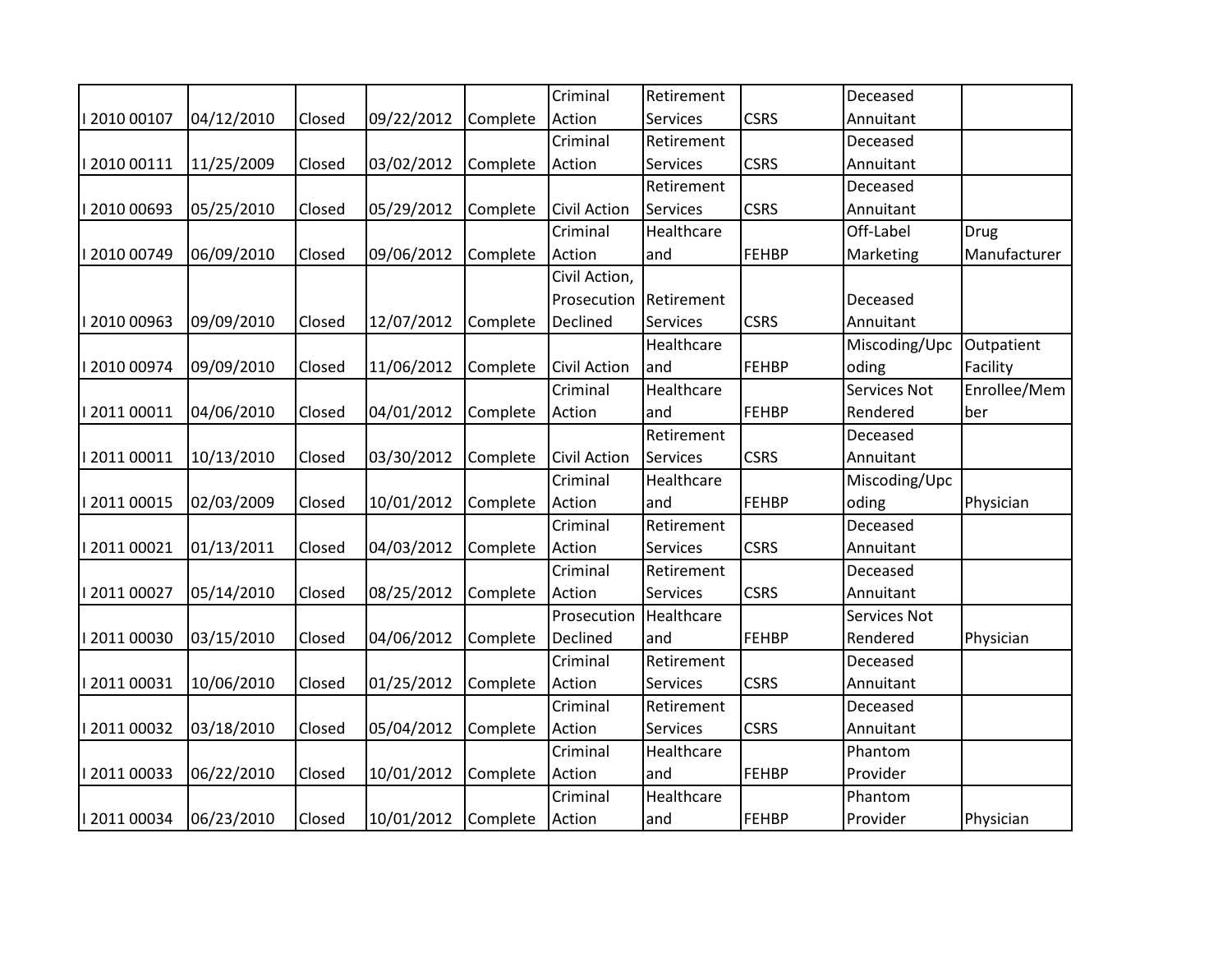| | | | | | | | | | |
|---|---|---|---|---|---|---|---|---|---|
| I 2010 00107 | 04/12/2010 | Closed | 09/22/2012 | Complete | Criminal Action | Retirement Services | CSRS | Deceased Annuitant | |
| I 2010 00111 | 11/25/2009 | Closed | 03/02/2012 | Complete | Criminal Action | Retirement Services | CSRS | Deceased Annuitant | |
| I 2010 00693 | 05/25/2010 | Closed | 05/29/2012 | Complete | Civil Action | Retirement Services | CSRS | Deceased Annuitant | |
| I 2010 00749 | 06/09/2010 | Closed | 09/06/2012 | Complete | Criminal Action | Healthcare and | FEHBP | Off-Label Marketing | Drug Manufacturer |
| I 2010 00963 | 09/09/2010 | Closed | 12/07/2012 | Complete | Civil Action, Prosecution Declined | Retirement Services | CSRS | Deceased Annuitant | |
| I 2010 00974 | 09/09/2010 | Closed | 11/06/2012 | Complete | Civil Action | Healthcare and | FEHBP | Miscoding/Upcoding | Outpatient Facility |
| I 2011 00011 | 04/06/2010 | Closed | 04/01/2012 | Complete | Criminal Action | Healthcare and | FEHBP | Services Not Rendered | Enrollee/Member |
| I 2011 00011 | 10/13/2010 | Closed | 03/30/2012 | Complete | Civil Action | Retirement Services | CSRS | Deceased Annuitant | |
| I 2011 00015 | 02/03/2009 | Closed | 10/01/2012 | Complete | Criminal Action | Healthcare and | FEHBP | Miscoding/Upcoding | Physician |
| I 2011 00021 | 01/13/2011 | Closed | 04/03/2012 | Complete | Criminal Action | Retirement Services | CSRS | Deceased Annuitant | |
| I 2011 00027 | 05/14/2010 | Closed | 08/25/2012 | Complete | Criminal Action | Retirement Services | CSRS | Deceased Annuitant | |
| I 2011 00030 | 03/15/2010 | Closed | 04/06/2012 | Complete | Prosecution Declined | Healthcare and | FEHBP | Services Not Rendered | Physician |
| I 2011 00031 | 10/06/2010 | Closed | 01/25/2012 | Complete | Criminal Action | Retirement Services | CSRS | Deceased Annuitant | |
| I 2011 00032 | 03/18/2010 | Closed | 05/04/2012 | Complete | Criminal Action | Retirement Services | CSRS | Deceased Annuitant | |
| I 2011 00033 | 06/22/2010 | Closed | 10/01/2012 | Complete | Criminal Action | Healthcare and | FEHBP | Phantom Provider | |
| I 2011 00034 | 06/23/2010 | Closed | 10/01/2012 | Complete | Criminal Action | Healthcare and | FEHBP | Phantom Provider | Physician |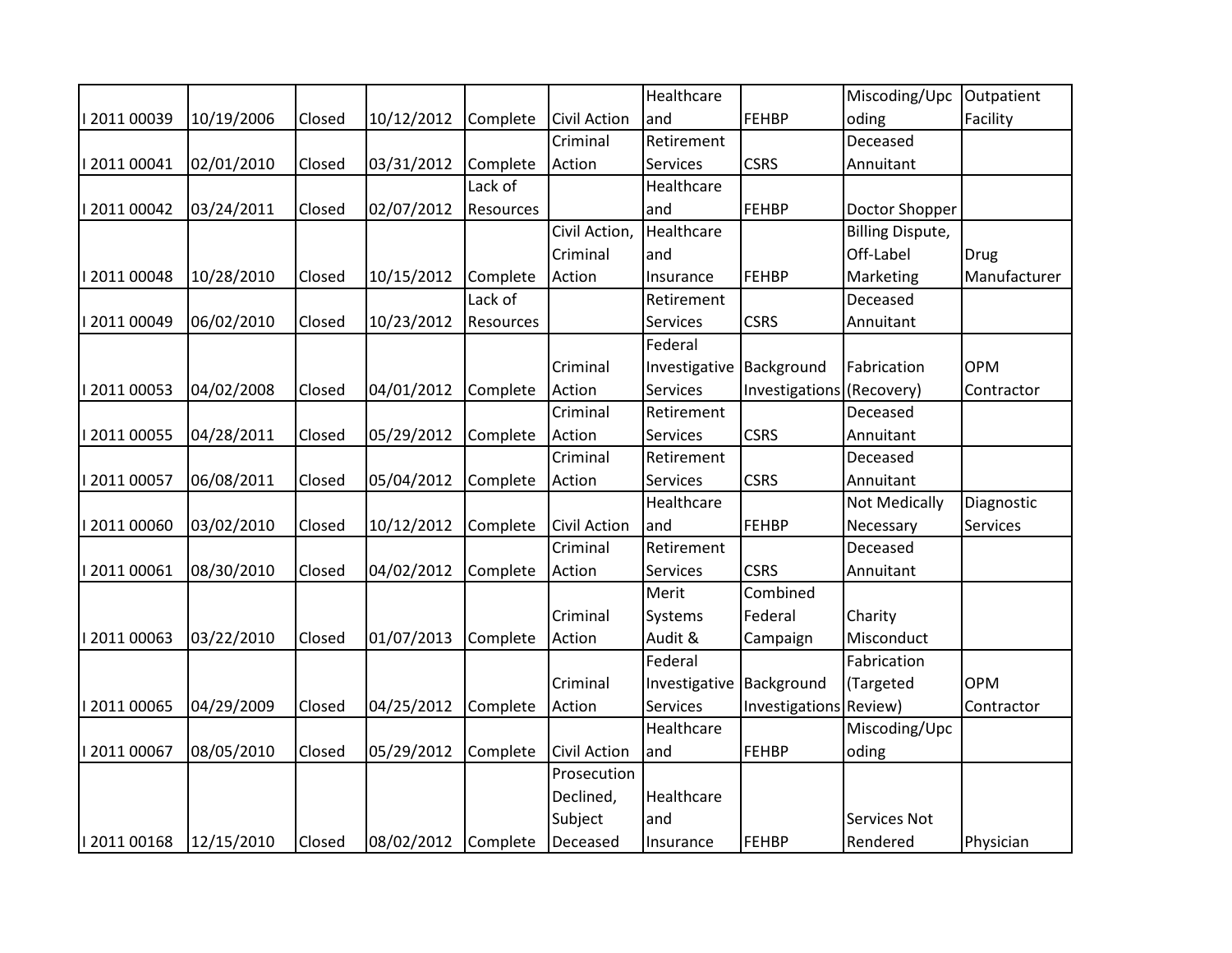| | | | | | | | | | |
|---|---|---|---|---|---|---|---|---|---|
| I 2011 00039 | 10/19/2006 | Closed | 10/12/2012 | Complete | Civil Action | Healthcare and | FEHBP | Miscoding/Upcoding | Outpatient Facility |
| I 2011 00041 | 02/01/2010 | Closed | 03/31/2012 | Complete | Criminal Action | Retirement Services | CSRS | Deceased Annuitant | |
| I 2011 00042 | 03/24/2011 | Closed | 02/07/2012 | Lack of Resources | | Healthcare and | FEHBP | Doctor Shopper | |
| I 2011 00048 | 10/28/2010 | Closed | 10/15/2012 | Complete | Civil Action, Criminal Action | Healthcare and Insurance | FEHBP | Billing Dispute, Off-Label Marketing | Drug Manufacturer |
| I 2011 00049 | 06/02/2010 | Closed | 10/23/2012 | Lack of Resources | | Retirement Services | CSRS | Deceased Annuitant | |
| I 2011 00053 | 04/02/2008 | Closed | 04/01/2012 | Complete | Criminal Action | Federal Investigative Services | Background Investigations | Fabrication (Recovery) | OPM Contractor |
| I 2011 00055 | 04/28/2011 | Closed | 05/29/2012 | Complete | Criminal Action | Retirement Services | CSRS | Deceased Annuitant | |
| I 2011 00057 | 06/08/2011 | Closed | 05/04/2012 | Complete | Criminal Action | Retirement Services | CSRS | Deceased Annuitant | |
| I 2011 00060 | 03/02/2010 | Closed | 10/12/2012 | Complete | Civil Action | Healthcare and | FEHBP | Not Medically Necessary | Diagnostic Services |
| I 2011 00061 | 08/30/2010 | Closed | 04/02/2012 | Complete | Criminal Action | Retirement Services | CSRS | Deceased Annuitant | |
| I 2011 00063 | 03/22/2010 | Closed | 01/07/2013 | Complete | Criminal Action | Merit Systems Audit & | Combined Federal Campaign | Charity Misconduct | |
| I 2011 00065 | 04/29/2009 | Closed | 04/25/2012 | Complete | Criminal Action | Federal Investigative Services | Background Investigations | Fabrication (Targeted Review) | OPM Contractor |
| I 2011 00067 | 08/05/2010 | Closed | 05/29/2012 | Complete | Civil Action | Healthcare and | FEHBP | Miscoding/Upcoding | |
| I 2011 00168 | 12/15/2010 | Closed | 08/02/2012 | Complete | Prosecution Declined, Subject Deceased | Healthcare and Insurance | FEHBP | Services Not Rendered | Physician |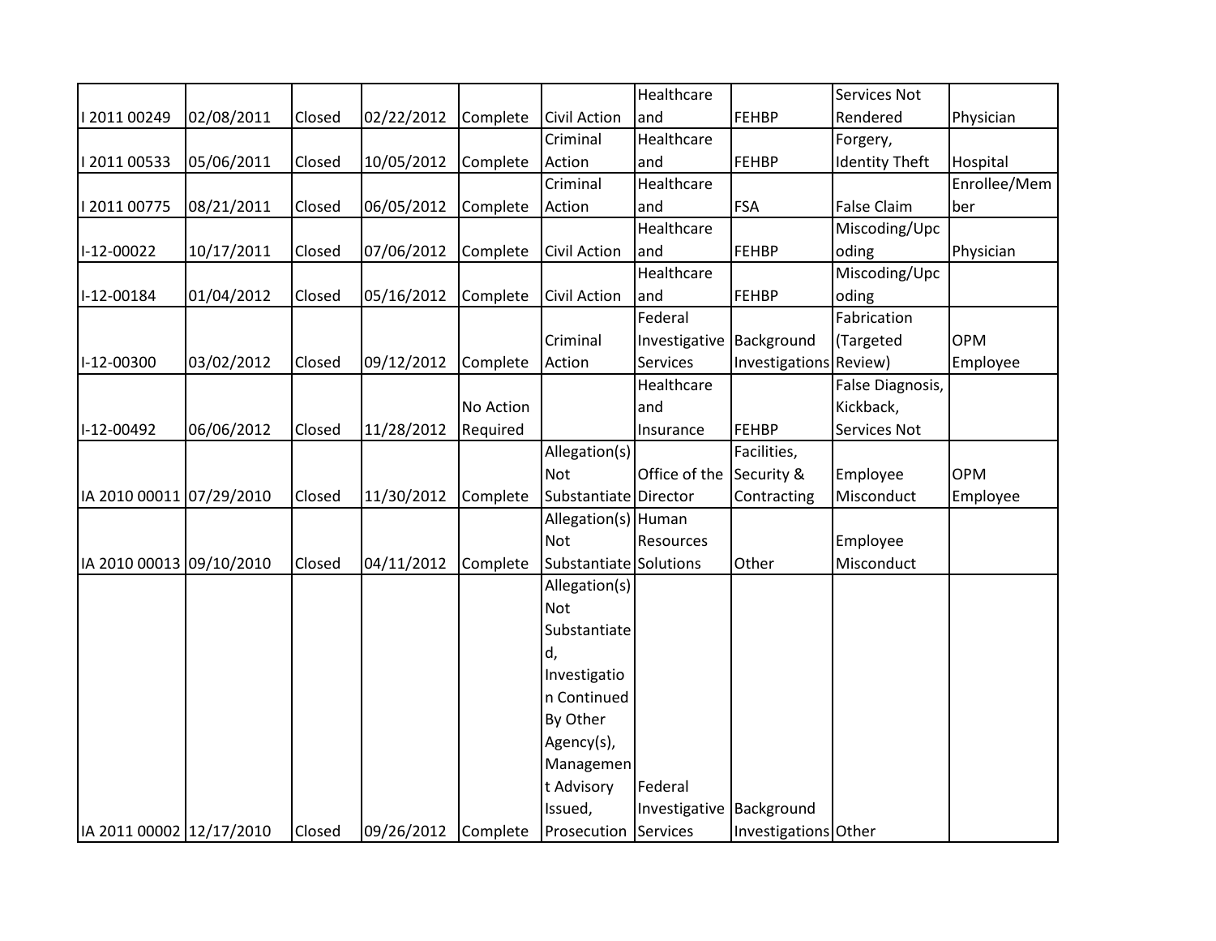| | | | | | | | | | |
|---|---|---|---|---|---|---|---|---|---|
| I 2011 00249 | 02/08/2011 | Closed | 02/22/2012 | Complete | Civil Action | Healthcare and | FEHBP | Services Not Rendered | Physician |
| I 2011 00533 | 05/06/2011 | Closed | 10/05/2012 | Complete | Criminal Action | Healthcare and | FEHBP | Forgery, Identity Theft | Hospital |
| I 2011 00775 | 08/21/2011 | Closed | 06/05/2012 | Complete | Criminal Action | Healthcare and | FSA | False Claim | Enrollee/Member |
| I-12-00022 | 10/17/2011 | Closed | 07/06/2012 | Complete | Civil Action | Healthcare and | FEHBP | Miscoding/Upcoding | Physician |
| I-12-00184 | 01/04/2012 | Closed | 05/16/2012 | Complete | Civil Action | Healthcare and | FEHBP | Miscoding/Upcoding | |
| I-12-00300 | 03/02/2012 | Closed | 09/12/2012 | Complete | Criminal Action | Federal Investigative Services | Background Investigations | Fabrication (Targeted Review) | OPM Employee |
| I-12-00492 | 06/06/2012 | Closed | 11/28/2012 | No Action Required | | Healthcare and Insurance | FEHBP | False Diagnosis, Kickback, Services Not | |
| IA 2010 00011 | 07/29/2010 | Closed | 11/30/2012 | Complete | Allegation(s) Not Substantiate | Office of the Director | Facilities, Security & Contracting | Employee Misconduct | OPM Employee |
| IA 2010 00013 | 09/10/2010 | Closed | 04/11/2012 | Complete | Allegation(s) Not Substantiate | Human Resources Solutions | Other | Employee Misconduct | |
| IA 2011 00002 | 12/17/2010 | Closed | 09/26/2012 | Complete | Allegation(s) Not Substantiated, Investigation Continued By Other Agency(s), Management Advisory Issued, Prosecution | Federal Investigative Services | Background Investigations | Other | |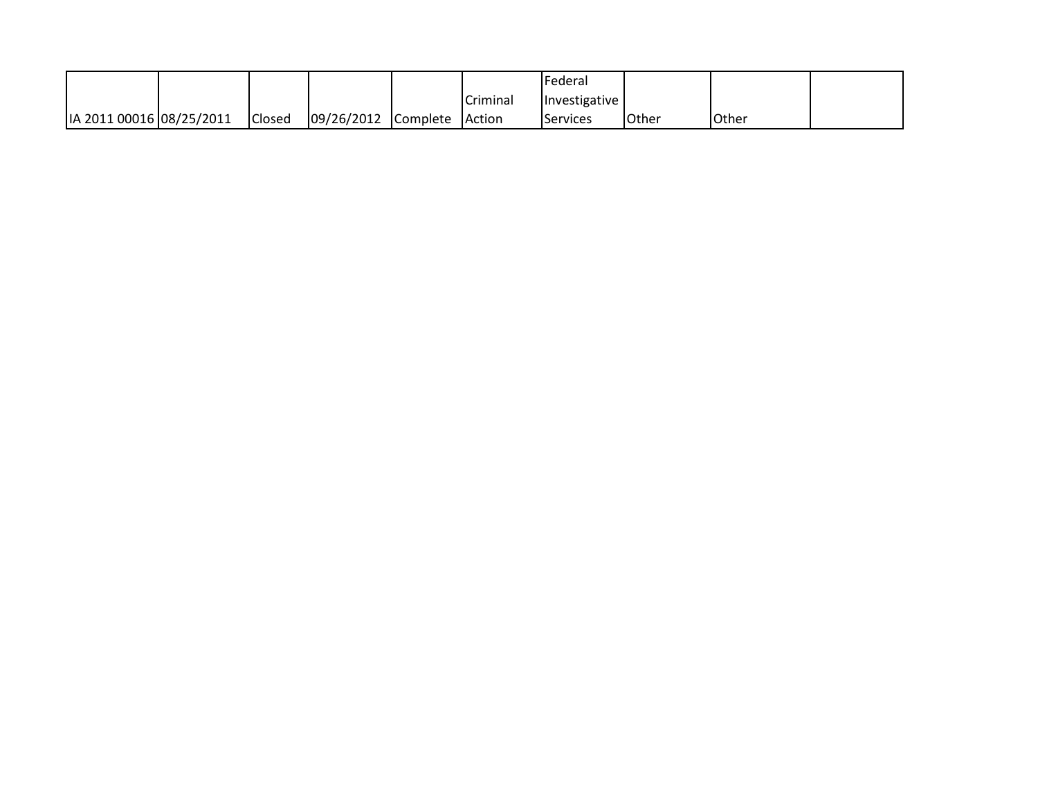| | | | | | | | | | |
|---|---|---|---|---|---|---|---|---|---|
| IA 2011 00016 | 08/25/2011 | Closed | 09/26/2012 | Complete | Criminal Action | Federal Investigative Services | Other | Other | |